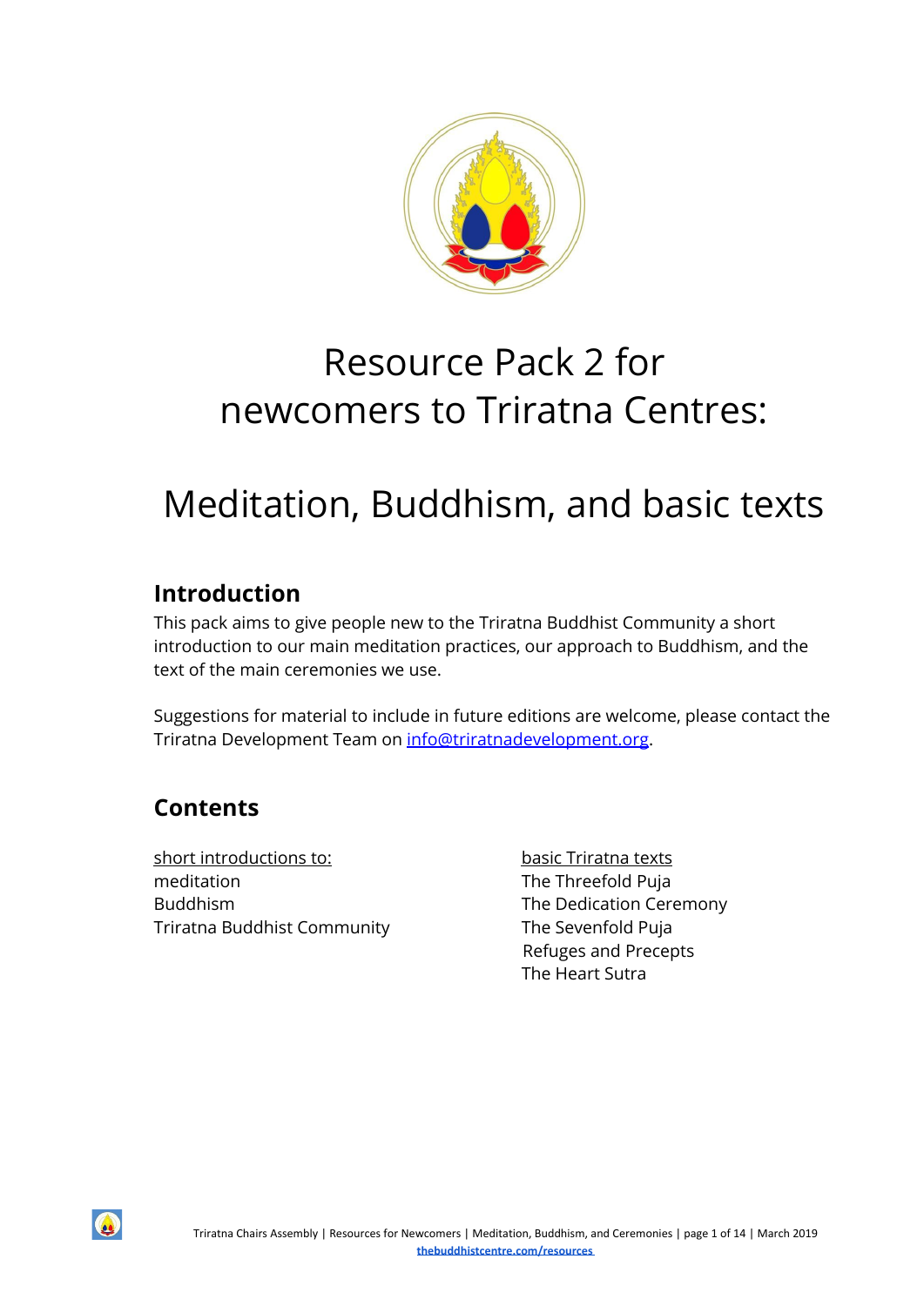# Resource Pack 2 for newcomers to Triratna Centres:

# Meditation, Buddhism, and basic texts

## Introduction

This pack aims to give people new to the Triratna Buddhist Community a short introduction to our main meditation practices, our approach to Buddhism, and the text of the main ceremonies we use.

Suggestions for material to include in future editions are welcome, please contact the Triratna Development Team on [info@triratnadevelopment.org](mailto:info@triratnadevelopment.org).

## Contents

short introductions to:
- meditation
- Buddhism
- Triratna Buddhist Community

basic Triratna texts
- The Threefold Puja
- The Dedication Ceremony
- The Sevenfold Puja
- Refuges and Precepts
- The Heart Sutra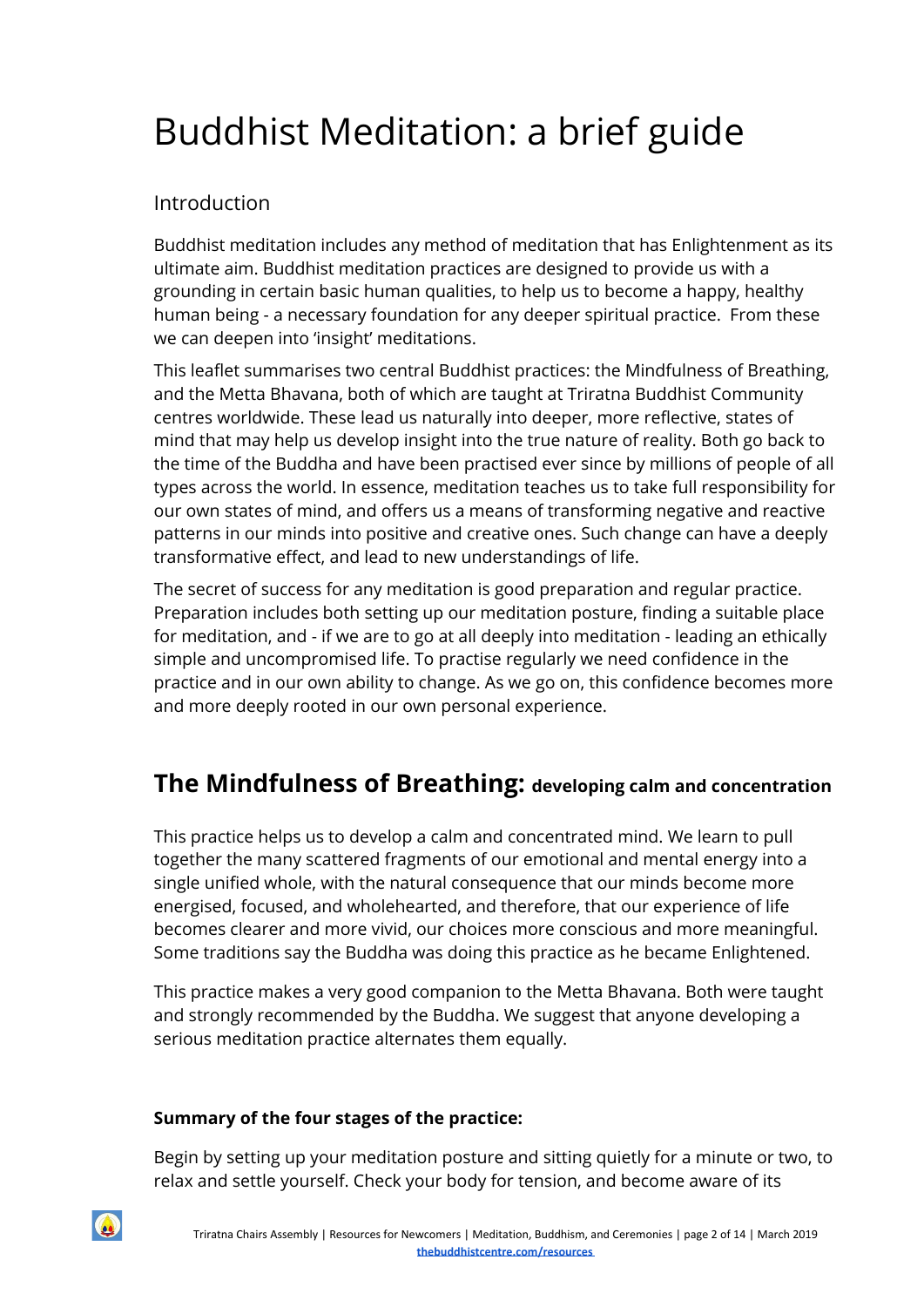# Buddhist Meditation: a brief guide

## Introduction

Buddhist meditation includes any method of meditation that has Enlightenment as its ultimate aim. Buddhist meditation practices are designed to provide us with a grounding in certain basic human qualities, to help us to become a happy, healthy human being - a necessary foundation for any deeper spiritual practice. From these we can deepen into 'insight' meditations.

This leaflet summarises two central Buddhist practices: the Mindfulness of Breathing, and the Metta Bhavana, both of which are taught at Triratna Buddhist Community centres worldwide. These lead us naturally into deeper, more reflective, states of mind that may help us develop insight into the true nature of reality. Both go back to the time of the Buddha and have been practised ever since by millions of people of all types across the world. In essence, meditation teaches us to take full responsibility for our own states of mind, and offers us a means of transforming negative and reactive patterns in our minds into positive and creative ones. Such change can have a deeply transformative effect, and lead to new understandings of life.

The secret of success for any meditation is good preparation and regular practice. Preparation includes both setting up our meditation posture, finding a suitable place for meditation, and - if we are to go at all deeply into meditation - leading an ethically simple and uncompromised life. To practise regularly we need confidence in the practice and in our own ability to change. As we go on, this confidence becomes more and more deeply rooted in our own personal experience.

## The Mindfulness of Breathing: developing calm and concentration

This practice helps us to develop a calm and concentrated mind. We learn to pull together the many scattered fragments of our emotional and mental energy into a single unified whole, with the natural consequence that our minds become more energised, focused, and wholehearted, and therefore, that our experience of life becomes clearer and more vivid, our choices more conscious and more meaningful. Some traditions say the Buddha was doing this practice as he became Enlightened.

This practice makes a very good companion to the Metta Bhavana. Both were taught and strongly recommended by the Buddha. We suggest that anyone developing a serious meditation practice alternates them equally.

**Summary of the four stages of the practice:**

Begin by setting up your meditation posture and sitting quietly for a minute or two, to relax and settle yourself. Check your body for tension, and become aware of its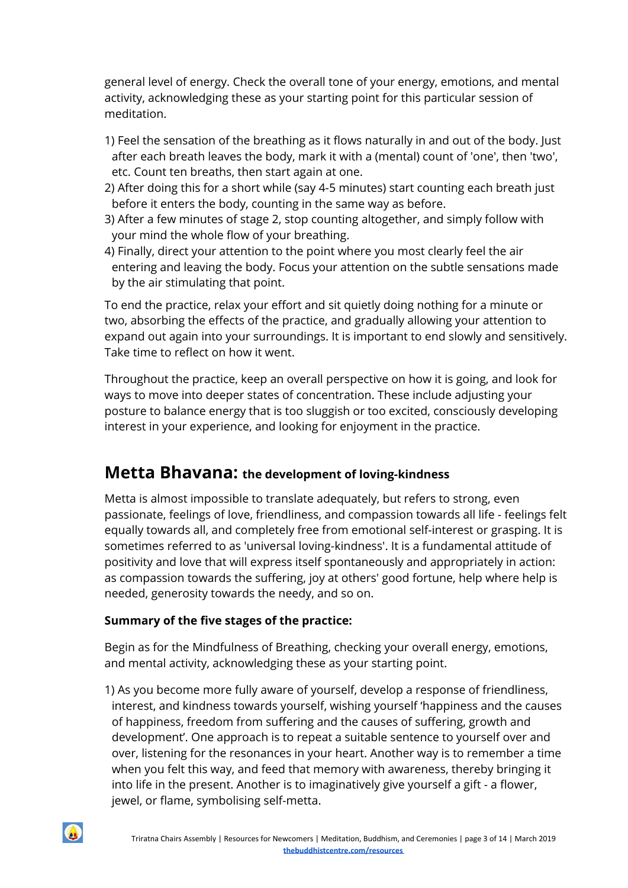general level of energy. Check the overall tone of your energy, emotions, and mental activity, acknowledging these as your starting point for this particular session of meditation.

1) Feel the sensation of the breathing as it flows naturally in and out of the body. Just after each breath leaves the body, mark it with a (mental) count of 'one', then 'two', etc. Count ten breaths, then start again at one.
2) After doing this for a short while (say 4-5 minutes) start counting each breath just before it enters the body, counting in the same way as before.
3) After a few minutes of stage 2, stop counting altogether, and simply follow with your mind the whole flow of your breathing.
4) Finally, direct your attention to the point where you most clearly feel the air entering and leaving the body. Focus your attention on the subtle sensations made by the air stimulating that point.

To end the practice, relax your effort and sit quietly doing nothing for a minute or two, absorbing the effects of the practice, and gradually allowing your attention to expand out again into your surroundings. It is important to end slowly and sensitively. Take time to reflect on how it went.

Throughout the practice, keep an overall perspective on how it is going, and look for ways to move into deeper states of concentration. These include adjusting your posture to balance energy that is too sluggish or too excited, consciously developing interest in your experience, and looking for enjoyment in the practice.

## Metta Bhavana: **the development of loving-kindness**

Metta is almost impossible to translate adequately, but refers to strong, even passionate, feelings of love, friendliness, and compassion towards all life - feelings felt equally towards all, and completely free from emotional self-interest or grasping. It is sometimes referred to as 'universal loving-kindness'. It is a fundamental attitude of positivity and love that will express itself spontaneously and appropriately in action: as compassion towards the suffering, joy at others' good fortune, help where help is needed, generosity towards the needy, and so on.

**Summary of the five stages of the practice:**

Begin as for the Mindfulness of Breathing, checking your overall energy, emotions, and mental activity, acknowledging these as your starting point.

1) As you become more fully aware of yourself, develop a response of friendliness, interest, and kindness towards yourself, wishing yourself 'happiness and the causes of happiness, freedom from suffering and the causes of suffering, growth and development'. One approach is to repeat a suitable sentence to yourself over and over, listening for the resonances in your heart. Another way is to remember a time when you felt this way, and feed that memory with awareness, thereby bringing it into life in the present. Another is to imaginatively give yourself a gift - a flower, jewel, or flame, symbolising self-metta.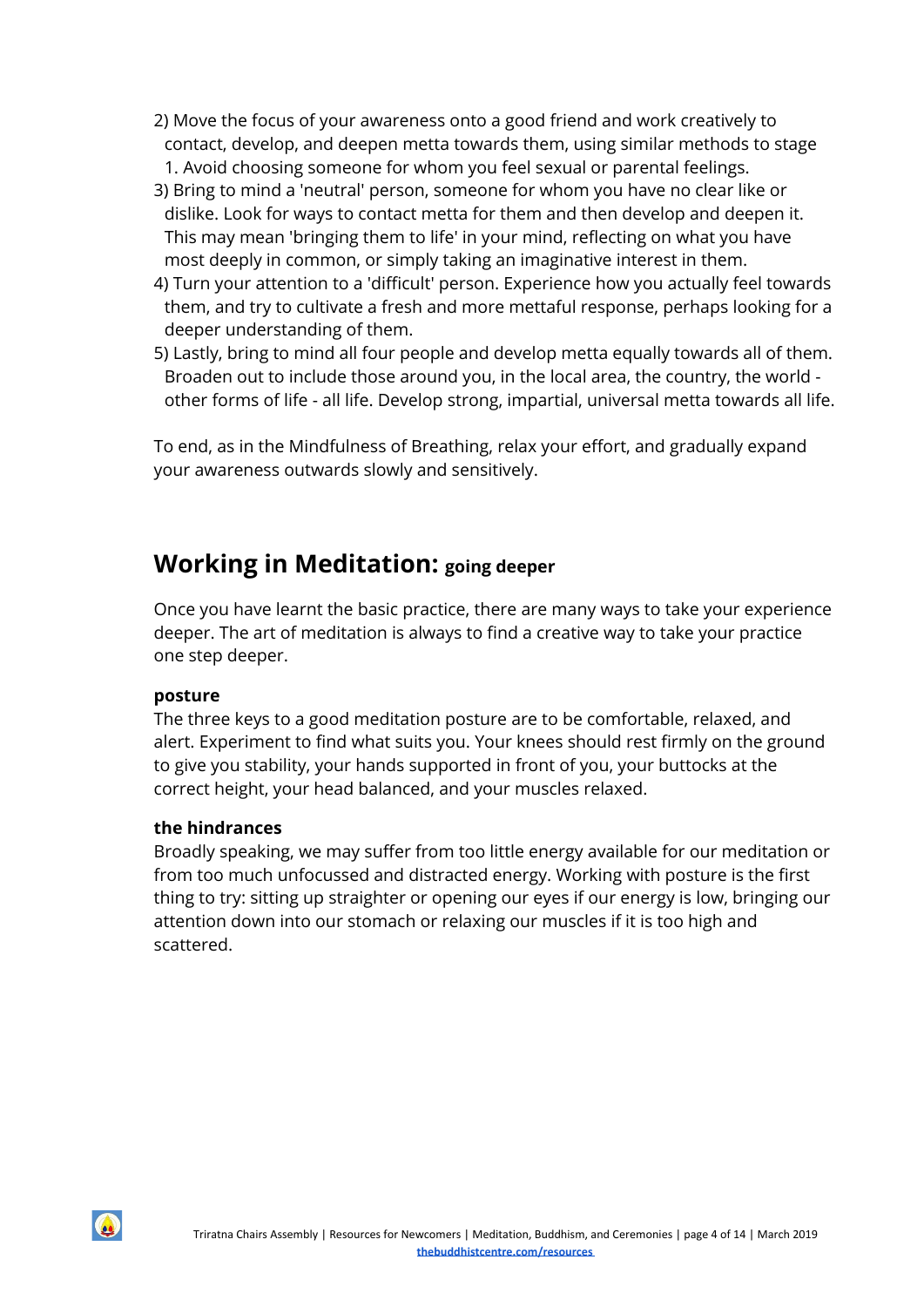2) Move the focus of your awareness onto a good friend and work creatively to contact, develop, and deepen metta towards them, using similar methods to stage 1. Avoid choosing someone for whom you feel sexual or parental feelings.
3) Bring to mind a 'neutral' person, someone for whom you have no clear like or dislike. Look for ways to contact metta for them and then develop and deepen it. This may mean 'bringing them to life' in your mind, reflecting on what you have most deeply in common, or simply taking an imaginative interest in them.
4) Turn your attention to a 'difficult' person. Experience how you actually feel towards them, and try to cultivate a fresh and more mettaful response, perhaps looking for a deeper understanding of them.
5) Lastly, bring to mind all four people and develop metta equally towards all of them. Broaden out to include those around you, in the local area, the country, the world - other forms of life - all life. Develop strong, impartial, universal metta towards all life.

To end, as in the Mindfulness of Breathing, relax your effort, and gradually expand your awareness outwards slowly and sensitively.

## Working in Meditation: going deeper

Once you have learnt the basic practice, there are many ways to take your experience deeper. The art of meditation is always to find a creative way to take your practice one step deeper.

**posture**

The three keys to a good meditation posture are to be comfortable, relaxed, and alert. Experiment to find what suits you. Your knees should rest firmly on the ground to give you stability, your hands supported in front of you, your buttocks at the correct height, your head balanced, and your muscles relaxed.

**the hindrances**

Broadly speaking, we may suffer from too little energy available for our meditation or from too much unfocussed and distracted energy. Working with posture is the first thing to try: sitting up straighter or opening our eyes if our energy is low, bringing our attention down into our stomach or relaxing our muscles if it is too high and scattered.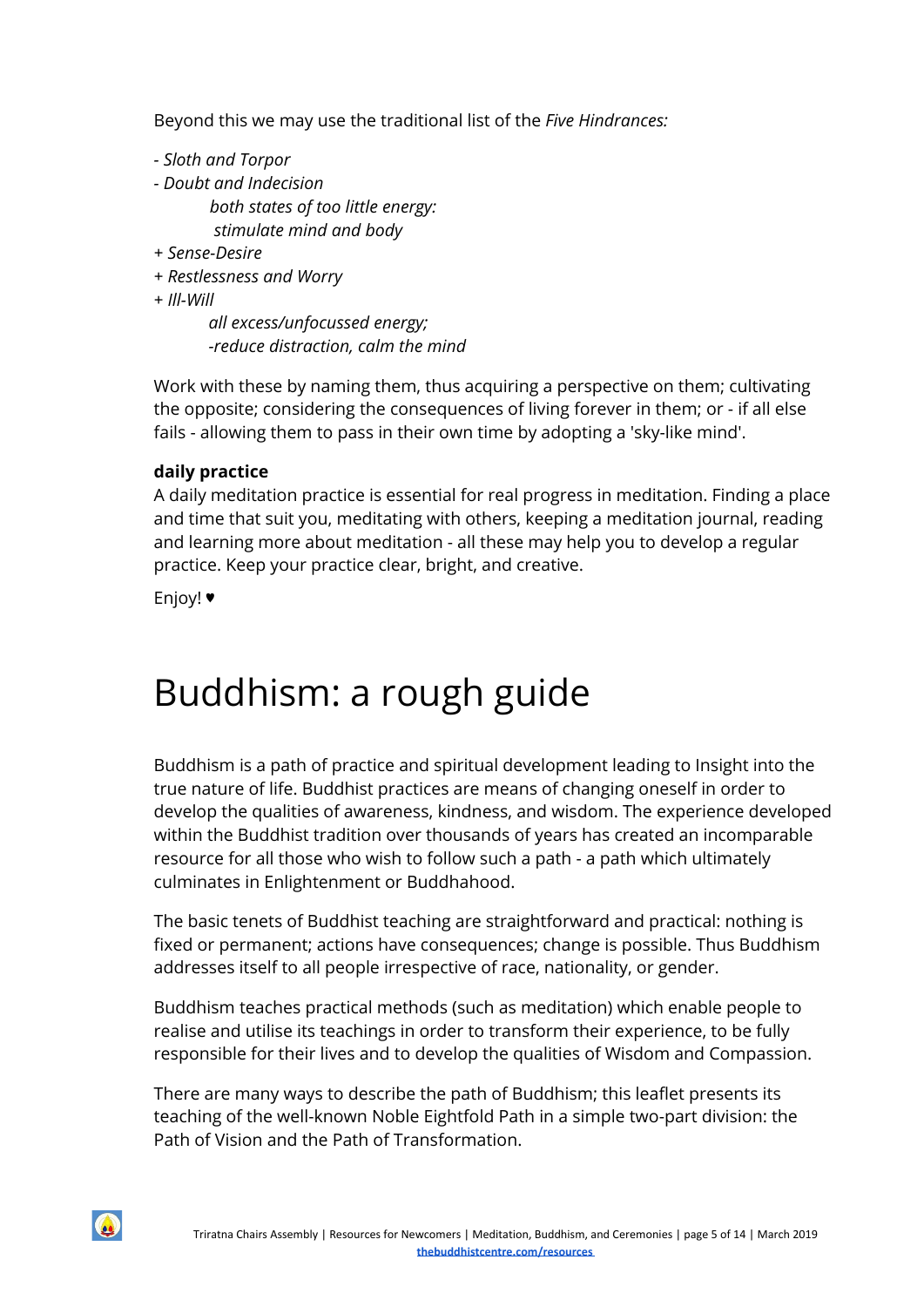Beyond this we may use the traditional list of the *Five Hindrances:*

- *Sloth and Torpor*
- *Doubt and Indecision*

  *both states of too little energy:*
  *stimulate mind and body*

+ *Sense-Desire*
+ *Restlessness and Worry*
+ *Ill-Will*

  *all excess/unfocussed energy;*
  *-reduce distraction, calm the mind*

Work with these by naming them, thus acquiring a perspective on them; cultivating the opposite; considering the consequences of living forever in them; or - if all else fails - allowing them to pass in their own time by adopting a 'sky-like mind'.

**daily practice**

A daily meditation practice is essential for real progress in meditation. Finding a place and time that suit you, meditating with others, keeping a meditation journal, reading and learning more about meditation - all these may help you to develop a regular practice. Keep your practice clear, bright, and creative.

Enjoy! ♥

# Buddhism: a rough guide

Buddhism is a path of practice and spiritual development leading to Insight into the true nature of life. Buddhist practices are means of changing oneself in order to develop the qualities of awareness, kindness, and wisdom. The experience developed within the Buddhist tradition over thousands of years has created an incomparable resource for all those who wish to follow such a path - a path which ultimately culminates in Enlightenment or Buddhahood.

The basic tenets of Buddhist teaching are straightforward and practical: nothing is fixed or permanent; actions have consequences; change is possible. Thus Buddhism addresses itself to all people irrespective of race, nationality, or gender.

Buddhism teaches practical methods (such as meditation) which enable people to realise and utilise its teachings in order to transform their experience, to be fully responsible for their lives and to develop the qualities of Wisdom and Compassion.

There are many ways to describe the path of Buddhism; this leaflet presents its teaching of the well-known Noble Eightfold Path in a simple two-part division: the Path of Vision and the Path of Transformation.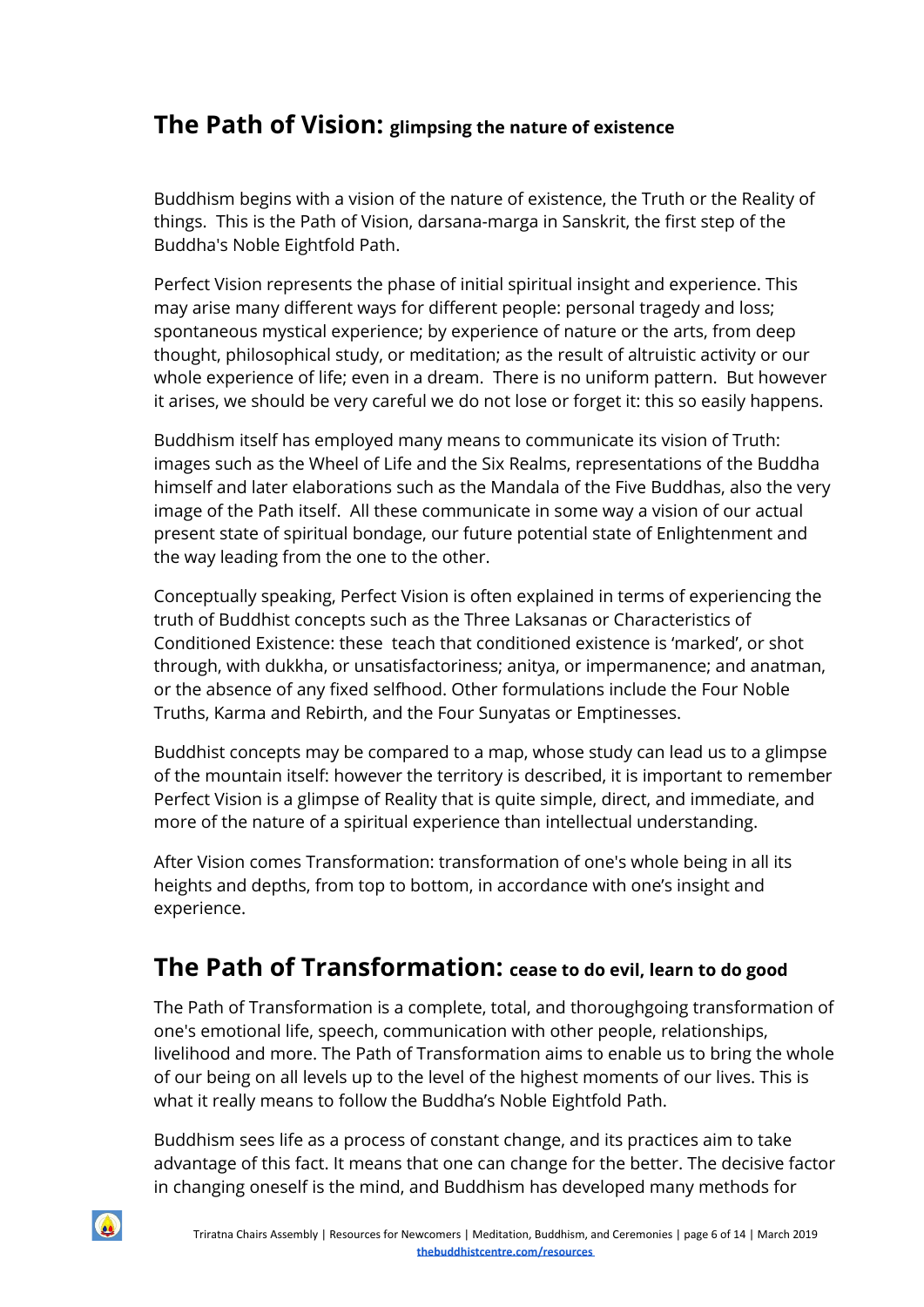## The Path of Vision: glimpsing the nature of existence

Buddhism begins with a vision of the nature of existence, the Truth or the Reality of things. This is the Path of Vision, darsana-marga in Sanskrit, the first step of the Buddha's Noble Eightfold Path.

Perfect Vision represents the phase of initial spiritual insight and experience. This may arise many different ways for different people: personal tragedy and loss; spontaneous mystical experience; by experience of nature or the arts, from deep thought, philosophical study, or meditation; as the result of altruistic activity or our whole experience of life; even in a dream. There is no uniform pattern. But however it arises, we should be very careful we do not lose or forget it: this so easily happens.

Buddhism itself has employed many means to communicate its vision of Truth: images such as the Wheel of Life and the Six Realms, representations of the Buddha himself and later elaborations such as the Mandala of the Five Buddhas, also the very image of the Path itself. All these communicate in some way a vision of our actual present state of spiritual bondage, our future potential state of Enlightenment and the way leading from the one to the other.

Conceptually speaking, Perfect Vision is often explained in terms of experiencing the truth of Buddhist concepts such as the Three Laksanas or Characteristics of Conditioned Existence: these teach that conditioned existence is 'marked', or shot through, with dukkha, or unsatisfactoriness; anitya, or impermanence; and anatman, or the absence of any fixed selfhood. Other formulations include the Four Noble Truths, Karma and Rebirth, and the Four Sunyatas or Emptinesses.

Buddhist concepts may be compared to a map, whose study can lead us to a glimpse of the mountain itself: however the territory is described, it is important to remember Perfect Vision is a glimpse of Reality that is quite simple, direct, and immediate, and more of the nature of a spiritual experience than intellectual understanding.

After Vision comes Transformation: transformation of one's whole being in all its heights and depths, from top to bottom, in accordance with one's insight and experience.

## The Path of Transformation: cease to do evil, learn to do good

The Path of Transformation is a complete, total, and thoroughgoing transformation of one's emotional life, speech, communication with other people, relationships, livelihood and more. The Path of Transformation aims to enable us to bring the whole of our being on all levels up to the level of the highest moments of our lives. This is what it really means to follow the Buddha's Noble Eightfold Path.

Buddhism sees life as a process of constant change, and its practices aim to take advantage of this fact. It means that one can change for the better. The decisive factor in changing oneself is the mind, and Buddhism has developed many methods for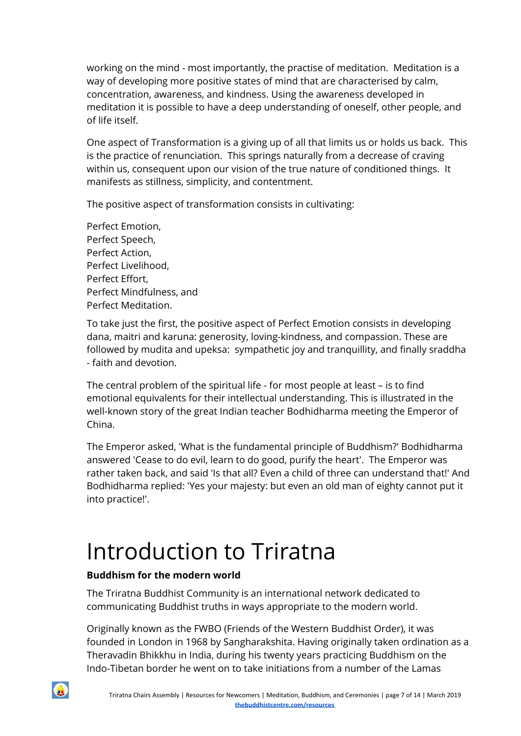working on the mind - most importantly, the practise of meditation. Meditation is a way of developing more positive states of mind that are characterised by calm, concentration, awareness, and kindness. Using the awareness developed in meditation it is possible to have a deep understanding of oneself, other people, and of life itself.

One aspect of Transformation is a giving up of all that limits us or holds us back. This is the practice of renunciation. This springs naturally from a decrease of craving within us, consequent upon our vision of the true nature of conditioned things. It manifests as stillness, simplicity, and contentment.

The positive aspect of transformation consists in cultivating:

Perfect Emotion,
Perfect Speech,
Perfect Action,
Perfect Livelihood,
Perfect Effort,
Perfect Mindfulness, and
Perfect Meditation.

To take just the first, the positive aspect of Perfect Emotion consists in developing dana, maitri and karuna: generosity, loving-kindness, and compassion. These are followed by mudita and upeksa: sympathetic joy and tranquillity, and finally sraddha - faith and devotion.

The central problem of the spiritual life - for most people at least – is to find emotional equivalents for their intellectual understanding. This is illustrated in the well-known story of the great Indian teacher Bodhidharma meeting the Emperor of China.

The Emperor asked, 'What is the fundamental principle of Buddhism?' Bodhidharma answered 'Cease to do evil, learn to do good, purify the heart'. The Emperor was rather taken back, and said 'Is that all? Even a child of three can understand that!' And Bodhidharma replied: 'Yes your majesty: but even an old man of eighty cannot put it into practice!'.

# Introduction to Triratna

**Buddhism for the modern world**

The Triratna Buddhist Community is an international network dedicated to communicating Buddhist truths in ways appropriate to the modern world.

Originally known as the FWBO (Friends of the Western Buddhist Order), it was founded in London in 1968 by Sangharakshita. Having originally taken ordination as a Theravadin Bhikkhu in India, during his twenty years practicing Buddhism on the Indo-Tibetan border he went on to take initiations from a number of the Lamas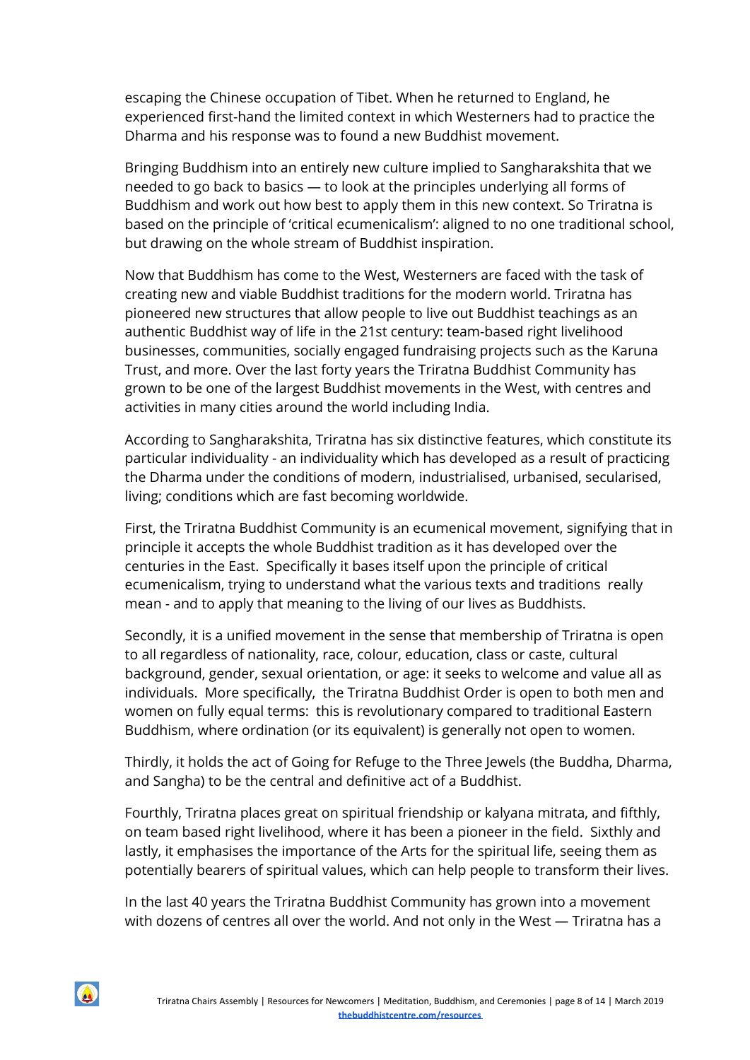escaping the Chinese occupation of Tibet. When he returned to England, he experienced first-hand the limited context in which Westerners had to practice the Dharma and his response was to found a new Buddhist movement.

Bringing Buddhism into an entirely new culture implied to Sangharakshita that we needed to go back to basics — to look at the principles underlying all forms of Buddhism and work out how best to apply them in this new context. So Triratna is based on the principle of 'critical ecumenicalism': aligned to no one traditional school, but drawing on the whole stream of Buddhist inspiration.

Now that Buddhism has come to the West, Westerners are faced with the task of creating new and viable Buddhist traditions for the modern world. Triratna has pioneered new structures that allow people to live out Buddhist teachings as an authentic Buddhist way of life in the 21st century: team-based right livelihood businesses, communities, socially engaged fundraising projects such as the Karuna Trust, and more. Over the last forty years the Triratna Buddhist Community has grown to be one of the largest Buddhist movements in the West, with centres and activities in many cities around the world including India.

According to Sangharakshita, Triratna has six distinctive features, which constitute its particular individuality - an individuality which has developed as a result of practicing the Dharma under the conditions of modern, industrialised, urbanised, secularised, living; conditions which are fast becoming worldwide.

First, the Triratna Buddhist Community is an ecumenical movement, signifying that in principle it accepts the whole Buddhist tradition as it has developed over the centuries in the East. Specifically it bases itself upon the principle of critical ecumenicalism, trying to understand what the various texts and traditions really mean - and to apply that meaning to the living of our lives as Buddhists.

Secondly, it is a unified movement in the sense that membership of Triratna is open to all regardless of nationality, race, colour, education, class or caste, cultural background, gender, sexual orientation, or age: it seeks to welcome and value all as individuals. More specifically, the Triratna Buddhist Order is open to both men and women on fully equal terms: this is revolutionary compared to traditional Eastern Buddhism, where ordination (or its equivalent) is generally not open to women.

Thirdly, it holds the act of Going for Refuge to the Three Jewels (the Buddha, Dharma, and Sangha) to be the central and definitive act of a Buddhist.

Fourthly, Triratna places great on spiritual friendship or kalyana mitrata, and fifthly, on team based right livelihood, where it has been a pioneer in the field. Sixthly and lastly, it emphasises the importance of the Arts for the spiritual life, seeing them as potentially bearers of spiritual values, which can help people to transform their lives.

In the last 40 years the Triratna Buddhist Community has grown into a movement with dozens of centres all over the world. And not only in the West — Triratna has a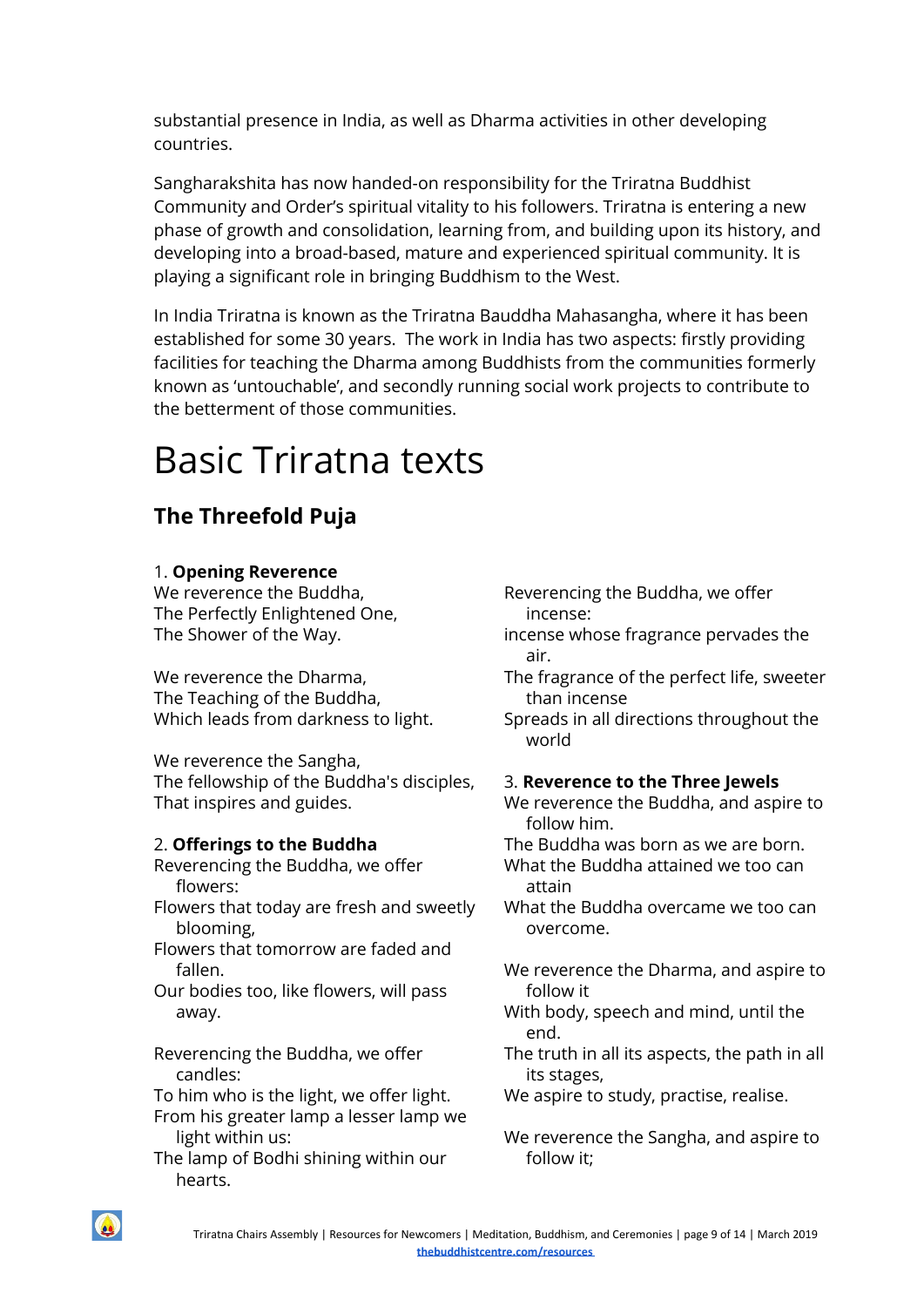substantial presence in India, as well as Dharma activities in other developing countries.

Sangharakshita has now handed-on responsibility for the Triratna Buddhist Community and Order's spiritual vitality to his followers. Triratna is entering a new phase of growth and consolidation, learning from, and building upon its history, and developing into a broad-based, mature and experienced spiritual community. It is playing a significant role in bringing Buddhism to the West.

In India Triratna is known as the Triratna Bauddha Mahasangha, where it has been established for some 30 years. The work in India has two aspects: firstly providing facilities for teaching the Dharma among Buddhists from the communities formerly known as 'untouchable', and secondly running social work projects to contribute to the betterment of those communities.

# Basic Triratna texts

## The Threefold Puja

1. **Opening Reverence**

We reverence the Buddha,
The Perfectly Enlightened One,
The Shower of the Way.

We reverence the Dharma,
The Teaching of the Buddha,
Which leads from darkness to light.

We reverence the Sangha,
The fellowship of the Buddha's disciples,
That inspires and guides.

2. **Offerings to the Buddha**

Reverencing the Buddha, we offer flowers:
Flowers that today are fresh and sweetly blooming,
Flowers that tomorrow are faded and fallen.
Our bodies too, like flowers, will pass away.

Reverencing the Buddha, we offer candles:
To him who is the light, we offer light.
From his greater lamp a lesser lamp we light within us:
The lamp of Bodhi shining within our hearts.

Reverencing the Buddha, we offer incense:
incense whose fragrance pervades the air.
The fragrance of the perfect life, sweeter than incense
Spreads in all directions throughout the world

3. **Reverence to the Three Jewels**

We reverence the Buddha, and aspire to follow him.
The Buddha was born as we are born.
What the Buddha attained we too can attain
What the Buddha overcame we too can overcome.

We reverence the Dharma, and aspire to follow it
With body, speech and mind, until the end.
The truth in all its aspects, the path in all its stages,
We aspire to study, practise, realise.

We reverence the Sangha, and aspire to follow it;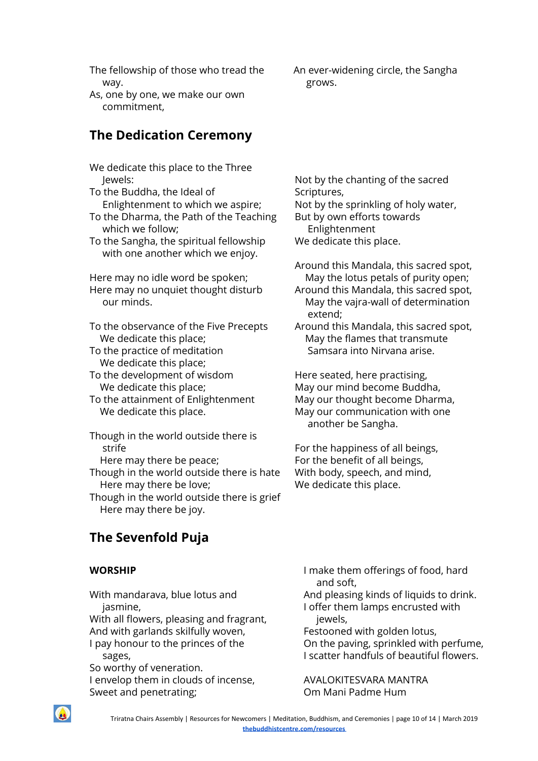The fellowship of those who tread the way.
As, one by one, we make our own commitment,
An ever-widening circle, the Sangha grows.

## The Dedication Ceremony

We dedicate this place to the Three Jewels:
To the Buddha, the Ideal of Enlightenment to which we aspire;
To the Dharma, the Path of the Teaching which we follow;
To the Sangha, the spiritual fellowship with one another which we enjoy.

Here may no idle word be spoken;
Here may no unquiet thought disturb our minds.

To the observance of the Five Precepts
We dedicate this place;
To the practice of meditation
We dedicate this place;
To the development of wisdom
We dedicate this place;
To the attainment of Enlightenment
We dedicate this place.

Though in the world outside there is strife
Here may there be peace;
Though in the world outside there is hate
Here may there be love;
Though in the world outside there is grief
Here may there be joy.

Not by the chanting of the sacred Scriptures,
Not by the sprinkling of holy water,
But by own efforts towards Enlightenment
We dedicate this place.

Around this Mandala, this sacred spot,
May the lotus petals of purity open;
Around this Mandala, this sacred spot,
May the vajra-wall of determination extend;
Around this Mandala, this sacred spot,
May the flames that transmute Samsara into Nirvana arise.

Here seated, here practising,
May our mind become Buddha,
May our thought become Dharma,
May our communication with one another be Sangha.

For the happiness of all beings,
For the benefit of all beings,
With body, speech, and mind,
We dedicate this place.

## The Sevenfold Puja

**WORSHIP**

With mandarava, blue lotus and jasmine,
With all flowers, pleasing and fragrant,
And with garlands skilfully woven,
I pay honour to the princes of the sages,
So worthy of veneration.
I envelop them in clouds of incense,
Sweet and penetrating;
I make them offerings of food, hard and soft,
And pleasing kinds of liquids to drink.
I offer them lamps encrusted with jewels,
Festooned with golden lotus,
On the paving, sprinkled with perfume,
I scatter handfuls of beautiful flowers.

AVALOKITESVARA MANTRA
Om Mani Padme Hum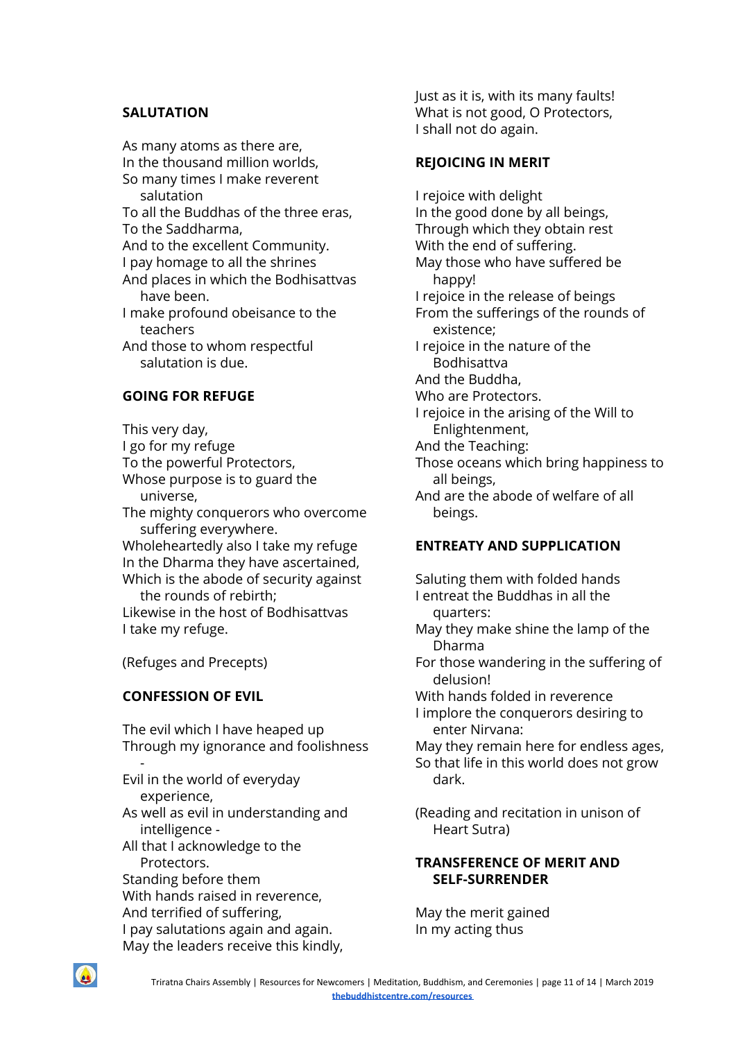## SALUTATION

As many atoms as there are,  
In the thousand million worlds,  
So many times I make reverent salutation  
To all the Buddhas of the three eras,  
To the Saddharma,  
And to the excellent Community.  
I pay homage to all the shrines  
And places in which the Bodhisattvas have been.  
I make profound obeisance to the teachers  
And those to whom respectful salutation is due.

## GOING FOR REFUGE

This very day,  
I go for my refuge  
To the powerful Protectors,  
Whose purpose is to guard the universe,  
The mighty conquerors who overcome suffering everywhere.  
Wholeheartedly also I take my refuge  
In the Dharma they have ascertained,  
Which is the abode of security against the rounds of rebirth;  
Likewise in the host of Bodhisattvas  
I take my refuge.

(Refuges and Precepts)

## CONFESSION OF EVIL

The evil which I have heaped up  
Through my ignorance and foolishness -  
Evil in the world of everyday experience,  
As well as evil in understanding and intelligence -  
All that I acknowledge to the Protectors.  
Standing before them  
With hands raised in reverence,  
And terrified of suffering,  
I pay salutations again and again.  
May the leaders receive this kindly,  
Just as it is, with its many faults!  
What is not good, O Protectors,  
I shall not do again.

## REJOICING IN MERIT

I rejoice with delight  
In the good done by all beings,  
Through which they obtain rest  
With the end of suffering.  
May those who have suffered be happy!  
I rejoice in the release of beings  
From the sufferings of the rounds of existence;  
I rejoice in the nature of the Bodhisattva  
And the Buddha,  
Who are Protectors.  
I rejoice in the arising of the Will to Enlightenment,  
And the Teaching:  
Those oceans which bring happiness to all beings,  
And are the abode of welfare of all beings.

## ENTREATY AND SUPPLICATION

Saluting them with folded hands  
I entreat the Buddhas in all the quarters:  
May they make shine the lamp of the Dharma  
For those wandering in the suffering of delusion!  
With hands folded in reverence  
I implore the conquerors desiring to enter Nirvana:  
May they remain here for endless ages,  
So that life in this world does not grow dark.

(Reading and recitation in unison of Heart Sutra)

## TRANSFERENCE OF MERIT AND SELF-SURRENDER

May the merit gained  
In my acting thus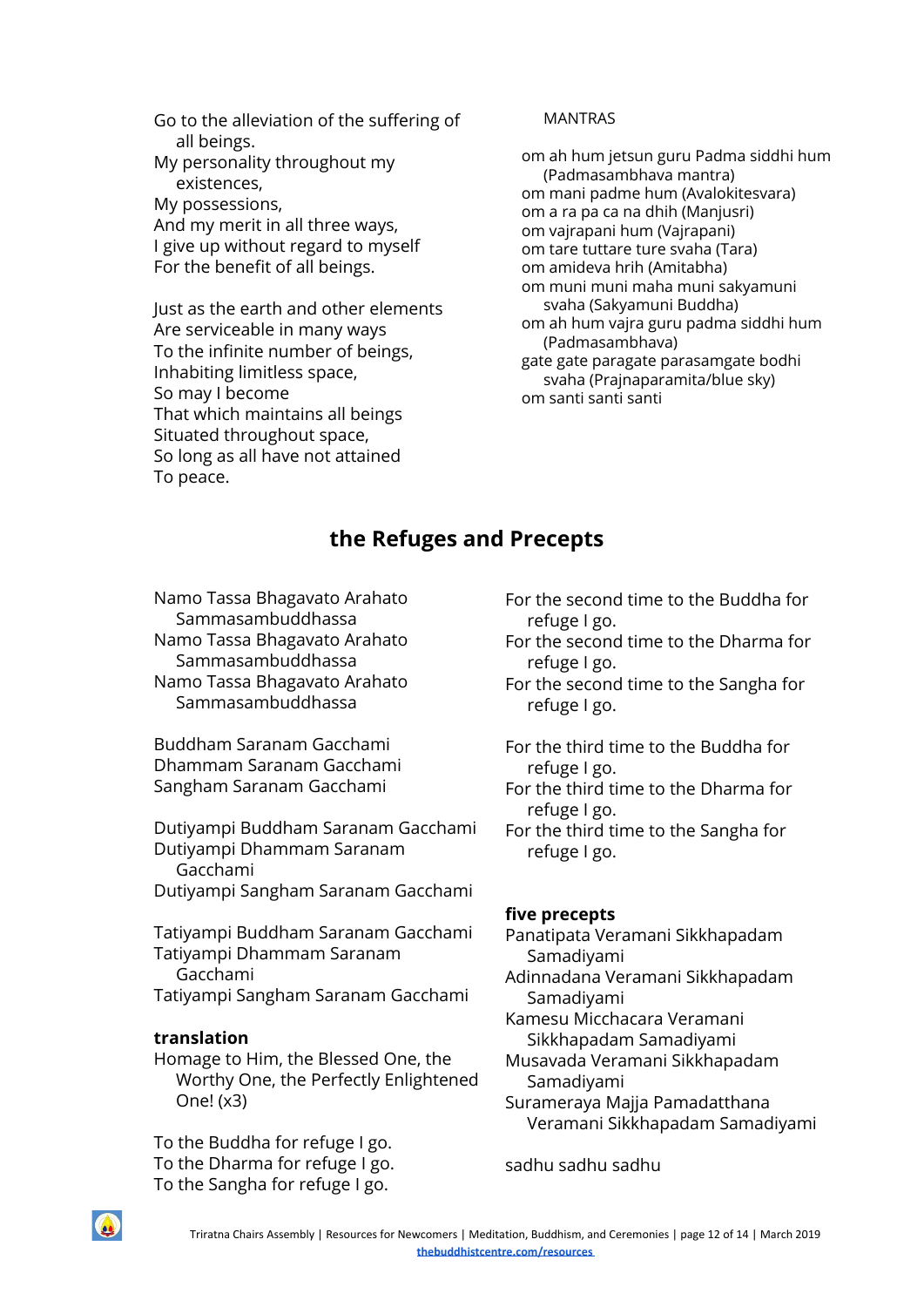Go to the alleviation of the suffering of all beings.
My personality throughout my existences,
My possessions,
And my merit in all three ways,
I give up without regard to myself
For the benefit of all beings.

Just as the earth and other elements
Are serviceable in many ways
To the infinite number of beings,
Inhabiting limitless space,
So may I become
That which maintains all beings
Situated throughout space,
So long as all have not attained
To peace.

MANTRAS

om ah hum jetsun guru Padma siddhi hum (Padmasambhava mantra)
om mani padme hum (Avalokitesvara)
om a ra pa ca na dhih (Manjusri)
om vajrapani hum (Vajrapani)
om tare tuttare ture svaha (Tara)
om amideva hrih (Amitabha)
om muni muni maha muni sakyamuni svaha (Sakyamuni Buddha)
om ah hum vajra guru padma siddhi hum (Padmasambhava)
gate gate paragate parasamgate bodhi svaha (Prajnaparamita/blue sky)
om santi santi santi

## the Refuges and Precepts

Namo Tassa Bhagavato Arahato Sammasambuddhassa
Namo Tassa Bhagavato Arahato Sammasambuddhassa
Namo Tassa Bhagavato Arahato Sammasambuddhassa

Buddham Saranam Gacchami
Dhammam Saranam Gacchami
Sangham Saranam Gacchami

Dutiyampi Buddham Saranam Gacchami
Dutiyampi Dhammam Saranam Gacchami
Dutiyampi Sangham Saranam Gacchami

Tatiyampi Buddham Saranam Gacchami
Tatiyampi Dhammam Saranam Gacchami
Tatiyampi Sangham Saranam Gacchami

**translation**
Homage to Him, the Blessed One, the Worthy One, the Perfectly Enlightened One! (x3)

To the Buddha for refuge I go.
To the Dharma for refuge I go.
To the Sangha for refuge I go.

For the second time to the Buddha for refuge I go.
For the second time to the Dharma for refuge I go.
For the second time to the Sangha for refuge I go.

For the third time to the Buddha for refuge I go.
For the third time to the Dharma for refuge I go.
For the third time to the Sangha for refuge I go.

**five precepts**
Panatipata Veramani Sikkhapadam Samadiyami
Adinnadana Veramani Sikkhapadam Samadiyami
Kamesu Micchacara Veramani Sikkhapadam Samadiyami
Musavada Veramani Sikkhapadam Samadiyami
Surameraya Majja Pamadatthana Veramani Sikkhapadam Samadiyami

sadhu sadhu sadhu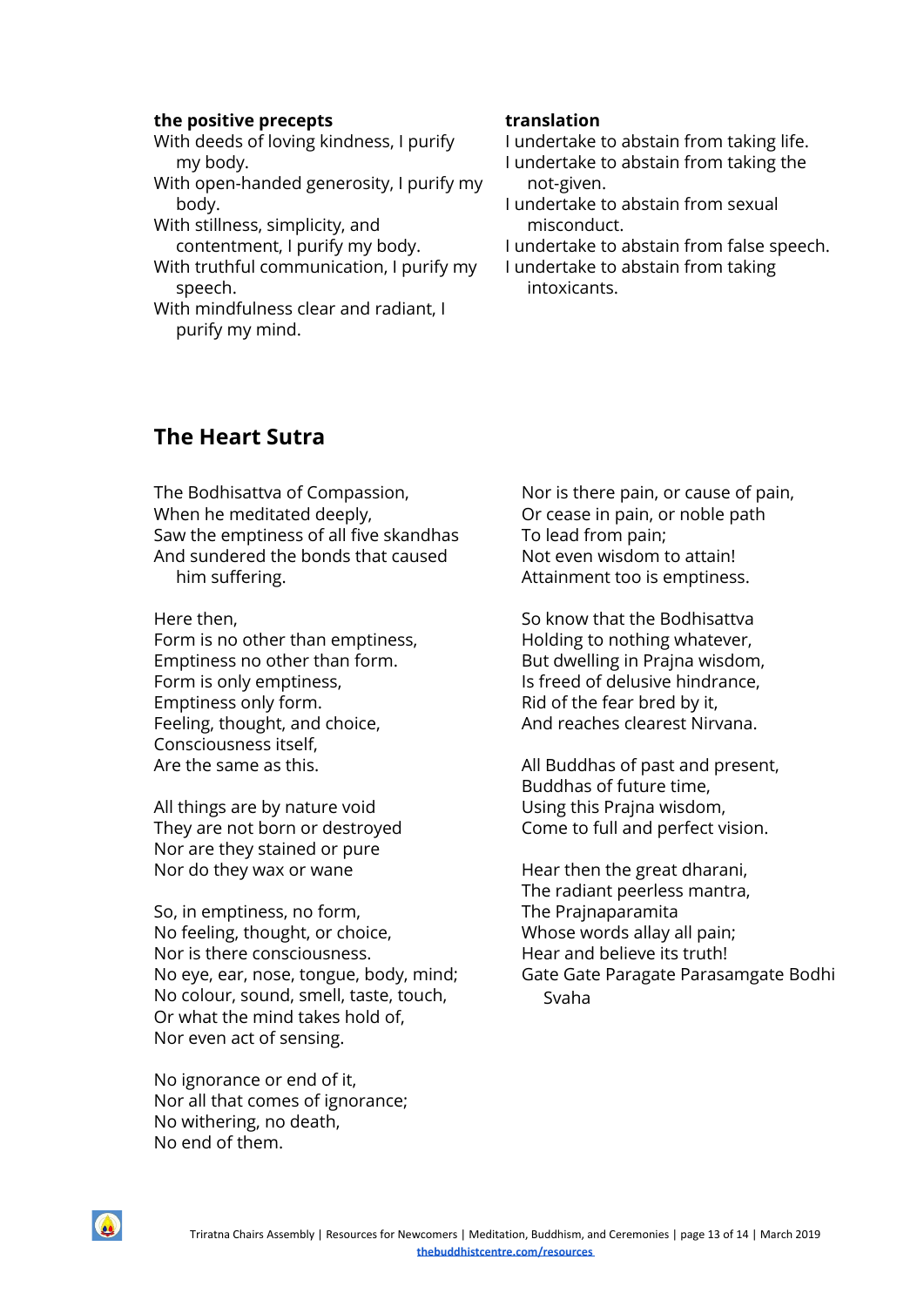**the positive precepts**

With deeds of loving kindness, I purify my body.
With open-handed generosity, I purify my body.
With stillness, simplicity, and contentment, I purify my body.
With truthful communication, I purify my speech.
With mindfulness clear and radiant, I purify my mind.

**translation**

I undertake to abstain from taking life.
I undertake to abstain from taking the not-given.
I undertake to abstain from sexual misconduct.
I undertake to abstain from false speech.
I undertake to abstain from taking intoxicants.

## The Heart Sutra

The Bodhisattva of Compassion,
When he meditated deeply,
Saw the emptiness of all five skandhas
And sundered the bonds that caused him suffering.

Here then,
Form is no other than emptiness,
Emptiness no other than form.
Form is only emptiness,
Emptiness only form.
Feeling, thought, and choice,
Consciousness itself,
Are the same as this.

All things are by nature void
They are not born or destroyed
Nor are they stained or pure
Nor do they wax or wane

So, in emptiness, no form,
No feeling, thought, or choice,
Nor is there consciousness.
No eye, ear, nose, tongue, body, mind;
No colour, sound, smell, taste, touch,
Or what the mind takes hold of,
Nor even act of sensing.

No ignorance or end of it,
Nor all that comes of ignorance;
No withering, no death,
No end of them.

Nor is there pain, or cause of pain,
Or cease in pain, or noble path
To lead from pain;
Not even wisdom to attain!
Attainment too is emptiness.

So know that the Bodhisattva
Holding to nothing whatever,
But dwelling in Prajna wisdom,
Is freed of delusive hindrance,
Rid of the fear bred by it,
And reaches clearest Nirvana.

All Buddhas of past and present,
Buddhas of future time,
Using this Prajna wisdom,
Come to full and perfect vision.

Hear then the great dharani,
The radiant peerless mantra,
The Prajnaparamita
Whose words allay all pain;
Hear and believe its truth!
Gate Gate Paragate Parasamgate Bodhi Svaha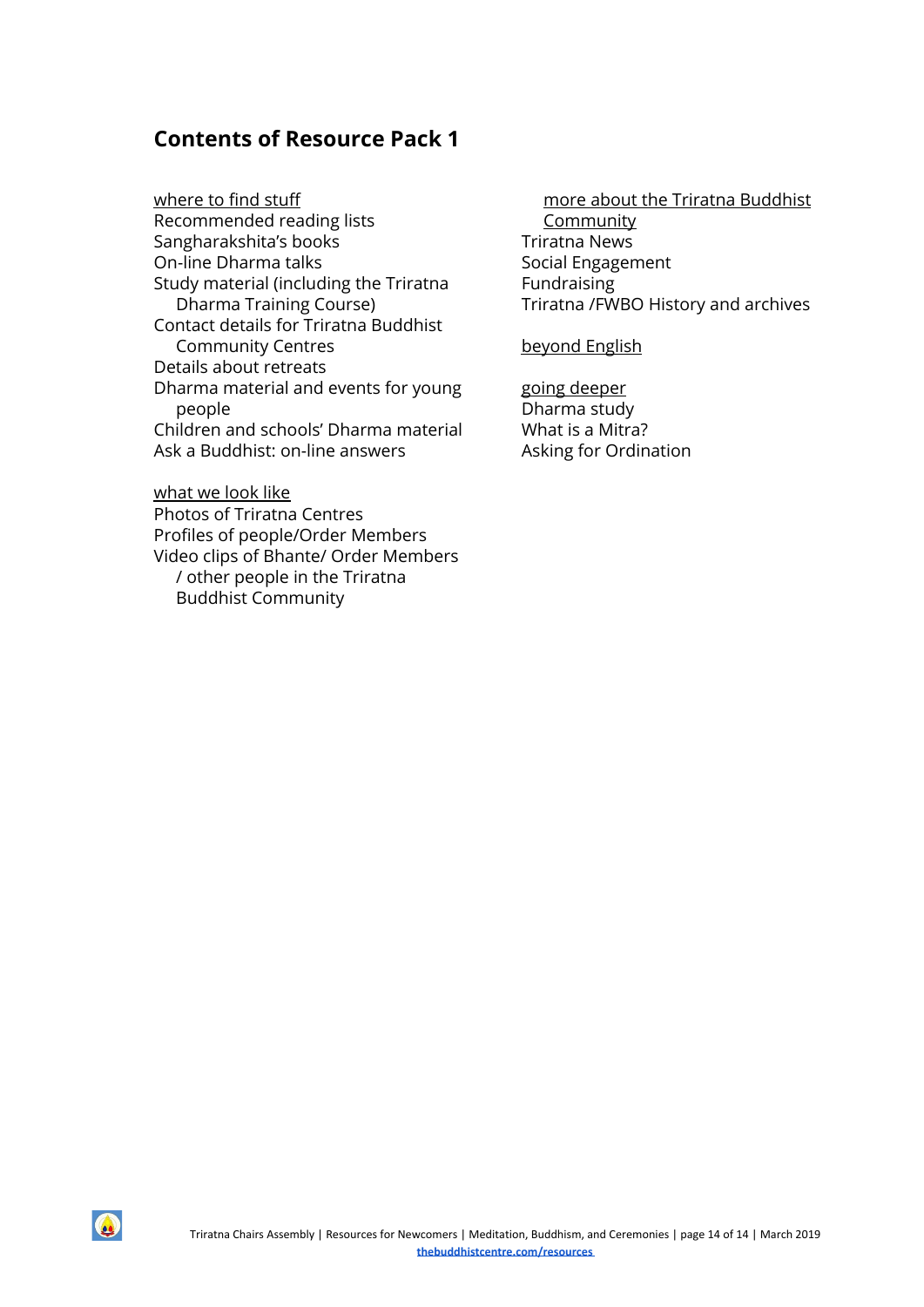## Contents of Resource Pack 1

where to find stuff

Recommended reading lists
Sangharakshita's books
On-line Dharma talks
Study material (including the Triratna Dharma Training Course)
Contact details for Triratna Buddhist Community Centres
Details about retreats
Dharma material and events for young people
Children and schools' Dharma material
Ask a Buddhist: on-line answers

what we look like

Photos of Triratna Centres
Profiles of people/Order Members
Video clips of Bhante/ Order Members / other people in the Triratna Buddhist Community

more about the Triratna Buddhist Community

Triratna News
Social Engagement
Fundraising
Triratna /FWBO History and archives

beyond English

going deeper

Dharma study
What is a Mitra?
Asking for Ordination